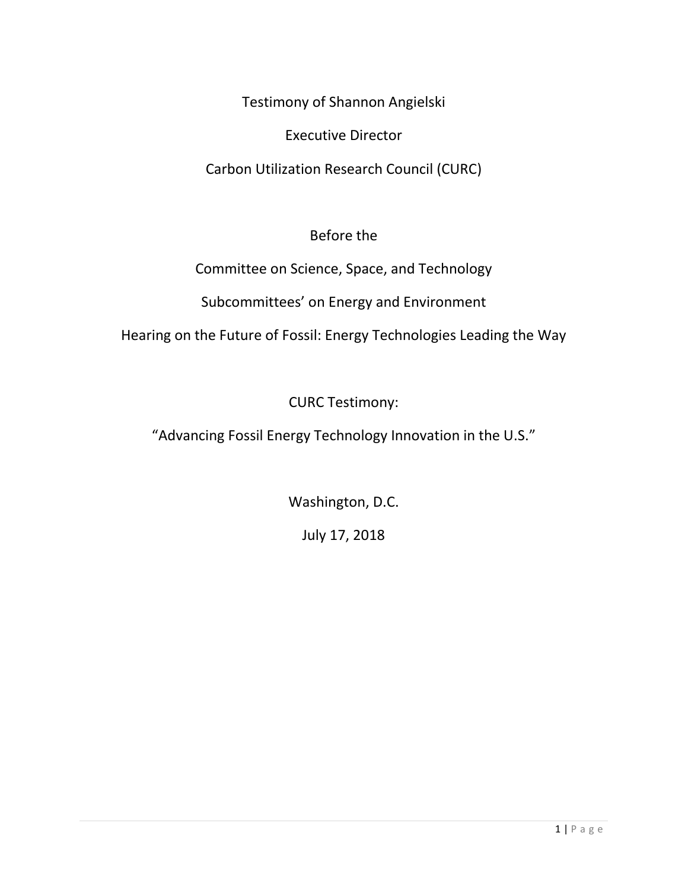Testimony of Shannon Angielski

Executive Director

Carbon Utilization Research Council (CURC)

Before the

Committee on Science, Space, and Technology

Subcommittees' on Energy and Environment

Hearing on the Future of Fossil: Energy Technologies Leading the Way

CURC Testimony:

"Advancing Fossil Energy Technology Innovation in the U.S."

Washington, D.C.

July 17, 2018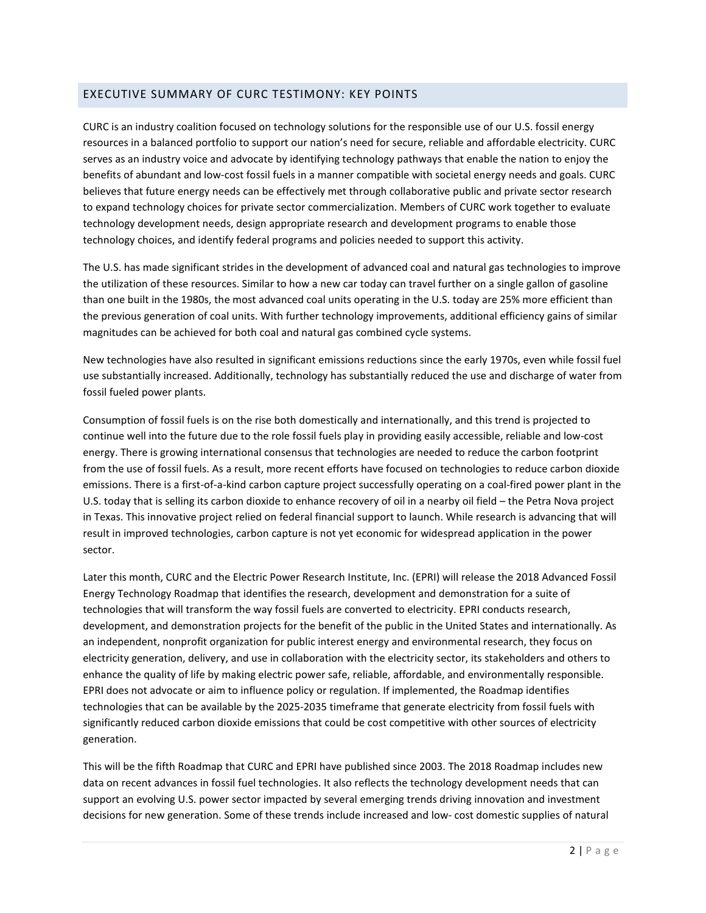## EXECUTIVE SUMMARY OF CURC TESTIMONY: KEY POINTS

CURC is an industry coalition focused on technology solutions for the responsible use of our U.S. fossil energy resources in a balanced portfolio to support our nation's need for secure, reliable and affordable electricity. CURC serves as an industry voice and advocate by identifying technology pathways that enable the nation to enjoy the benefits of abundant and low-cost fossil fuels in a manner compatible with societal energy needs and goals. CURC believes that future energy needs can be effectively met through collaborative public and private sector research to expand technology choices for private sector commercialization. Members of CURC work together to evaluate technology development needs, design appropriate research and development programs to enable those technology choices, and identify federal programs and policies needed to support this activity.

The U.S. has made significant strides in the development of advanced coal and natural gas technologies to improve the utilization of these resources. Similar to how a new car today can travel further on a single gallon of gasoline than one built in the 1980s, the most advanced coal units operating in the U.S. today are 25% more efficient than the previous generation of coal units. With further technology improvements, additional efficiency gains of similar magnitudes can be achieved for both coal and natural gas combined cycle systems.

New technologies have also resulted in significant emissions reductions since the early 1970s, even while fossil fuel use substantially increased. Additionally, technology has substantially reduced the use and discharge of water from fossil fueled power plants.

Consumption of fossil fuels is on the rise both domestically and internationally, and this trend is projected to continue well into the future due to the role fossil fuels play in providing easily accessible, reliable and low-cost energy. There is growing international consensus that technologies are needed to reduce the carbon footprint from the use of fossil fuels. As a result, more recent efforts have focused on technologies to reduce carbon dioxide emissions. There is a first-of-a-kind carbon capture project successfully operating on a coal-fired power plant in the U.S. today that is selling its carbon dioxide to enhance recovery of oil in a nearby oil field – the Petra Nova project in Texas. This innovative project relied on federal financial support to launch. While research is advancing that will result in improved technologies, carbon capture is not yet economic for widespread application in the power sector.

Later this month, CURC and the Electric Power Research Institute, Inc. (EPRI) will release the 2018 Advanced Fossil Energy Technology Roadmap that identifies the research, development and demonstration for a suite of technologies that will transform the way fossil fuels are converted to electricity. EPRI conducts research, development, and demonstration projects for the benefit of the public in the United States and internationally. As an independent, nonprofit organization for public interest energy and environmental research, they focus on electricity generation, delivery, and use in collaboration with the electricity sector, its stakeholders and others to enhance the quality of life by making electric power safe, reliable, affordable, and environmentally responsible. EPRI does not advocate or aim to influence policy or regulation. If implemented, the Roadmap identifies technologies that can be available by the 2025-2035 timeframe that generate electricity from fossil fuels with significantly reduced carbon dioxide emissions that could be cost competitive with other sources of electricity generation.

This will be the fifth Roadmap that CURC and EPRI have published since 2003. The 2018 Roadmap includes new data on recent advances in fossil fuel technologies. It also reflects the technology development needs that can support an evolving U.S. power sector impacted by several emerging trends driving innovation and investment decisions for new generation. Some of these trends include increased and low- cost domestic supplies of natural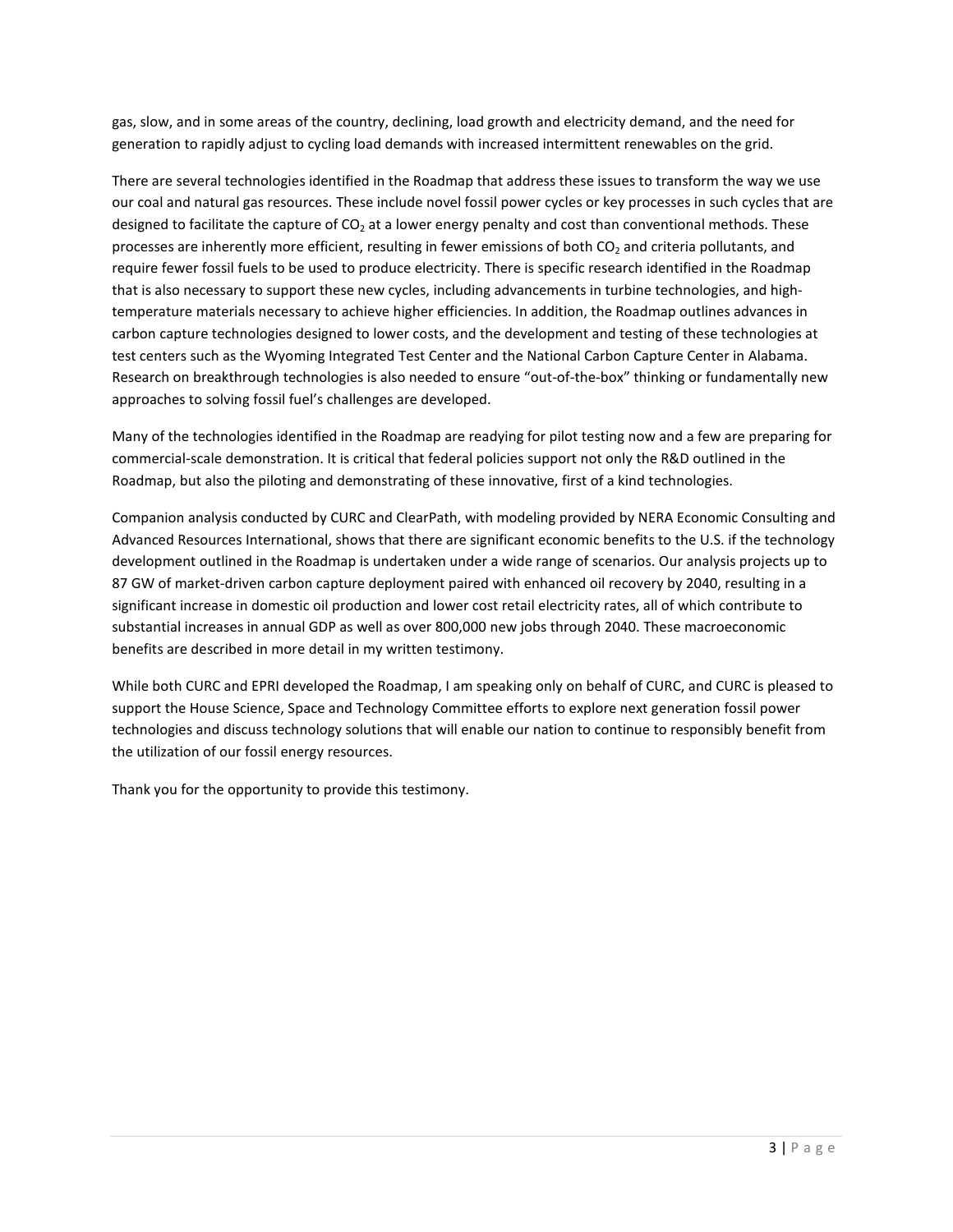gas, slow, and in some areas of the country, declining, load growth and electricity demand, and the need for generation to rapidly adjust to cycling load demands with increased intermittent renewables on the grid.

There are several technologies identified in the Roadmap that address these issues to transform the way we use our coal and natural gas resources. These include novel fossil power cycles or key processes in such cycles that are designed to facilitate the capture of $CO_2$ at a lower energy penalty and cost than conventional methods. These processes are inherently more efficient, resulting in fewer emissions of both $CO_2$ and criteria pollutants, and require fewer fossil fuels to be used to produce electricity. There is specific research identified in the Roadmap that is also necessary to support these new cycles, including advancements in turbine technologies, and high-temperature materials necessary to achieve higher efficiencies. In addition, the Roadmap outlines advances in carbon capture technologies designed to lower costs, and the development and testing of these technologies at test centers such as the Wyoming Integrated Test Center and the National Carbon Capture Center in Alabama. Research on breakthrough technologies is also needed to ensure "out-of-the-box" thinking or fundamentally new approaches to solving fossil fuel's challenges are developed.

Many of the technologies identified in the Roadmap are readying for pilot testing now and a few are preparing for commercial-scale demonstration. It is critical that federal policies support not only the R&D outlined in the Roadmap, but also the piloting and demonstrating of these innovative, first of a kind technologies.

Companion analysis conducted by CURC and ClearPath, with modeling provided by NERA Economic Consulting and Advanced Resources International, shows that there are significant economic benefits to the U.S. if the technology development outlined in the Roadmap is undertaken under a wide range of scenarios. Our analysis projects up to 87 GW of market-driven carbon capture deployment paired with enhanced oil recovery by 2040, resulting in a significant increase in domestic oil production and lower cost retail electricity rates, all of which contribute to substantial increases in annual GDP as well as over 800,000 new jobs through 2040. These macroeconomic benefits are described in more detail in my written testimony.

While both CURC and EPRI developed the Roadmap, I am speaking only on behalf of CURC, and CURC is pleased to support the House Science, Space and Technology Committee efforts to explore next generation fossil power technologies and discuss technology solutions that will enable our nation to continue to responsibly benefit from the utilization of our fossil energy resources.

Thank you for the opportunity to provide this testimony.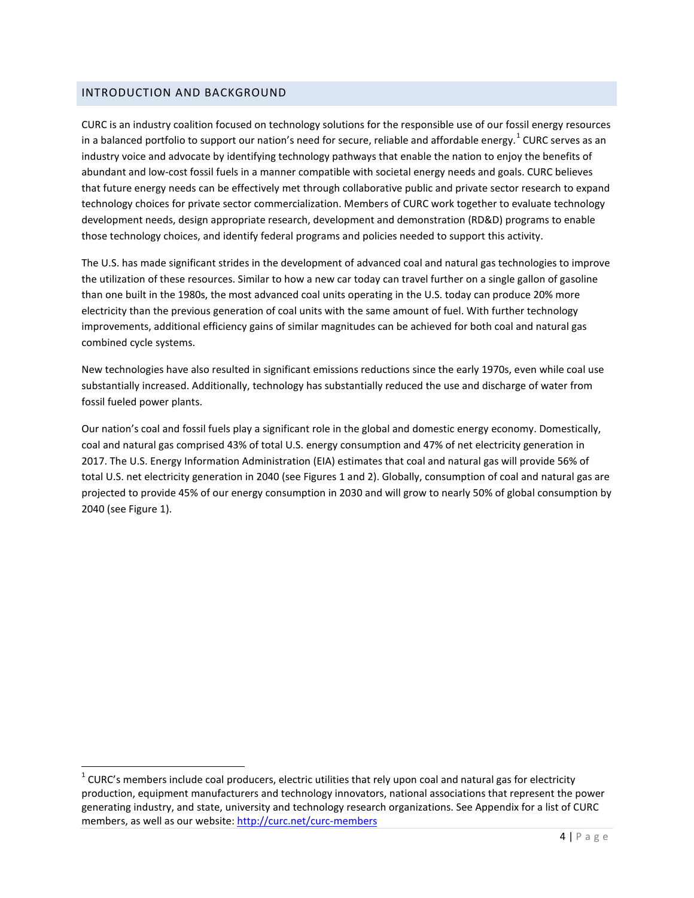## INTRODUCTION AND BACKGROUND

CURC is an industry coalition focused on technology solutions for the responsible use of our fossil energy resources in a balanced portfolio to support our nation's need for secure, reliable and affordable energy.[1] CURC serves as an industry voice and advocate by identifying technology pathways that enable the nation to enjoy the benefits of abundant and low-cost fossil fuels in a manner compatible with societal energy needs and goals. CURC believes that future energy needs can be effectively met through collaborative public and private sector research to expand technology choices for private sector commercialization. Members of CURC work together to evaluate technology development needs, design appropriate research, development and demonstration (RD&D) programs to enable those technology choices, and identify federal programs and policies needed to support this activity.

The U.S. has made significant strides in the development of advanced coal and natural gas technologies to improve the utilization of these resources. Similar to how a new car today can travel further on a single gallon of gasoline than one built in the 1980s, the most advanced coal units operating in the U.S. today can produce 20% more electricity than the previous generation of coal units with the same amount of fuel. With further technology improvements, additional efficiency gains of similar magnitudes can be achieved for both coal and natural gas combined cycle systems.

New technologies have also resulted in significant emissions reductions since the early 1970s, even while coal use substantially increased. Additionally, technology has substantially reduced the use and discharge of water from fossil fueled power plants.

Our nation's coal and fossil fuels play a significant role in the global and domestic energy economy. Domestically, coal and natural gas comprised 43% of total U.S. energy consumption and 47% of net electricity generation in 2017. The U.S. Energy Information Administration (EIA) estimates that coal and natural gas will provide 56% of total U.S. net electricity generation in 2040 (see Figures 1 and 2). Globally, consumption of coal and natural gas are projected to provide 45% of our energy consumption in 2030 and will grow to nearly 50% of global consumption by 2040 (see Figure 1).

---

[1] CURC's members include coal producers, electric utilities that rely upon coal and natural gas for electricity production, equipment manufacturers and technology innovators, national associations that represent the power generating industry, and state, university and technology research organizations. See Appendix for a list of CURC members, as well as our website: [http://curc.net/curc-members](http://curc.net/curc-members)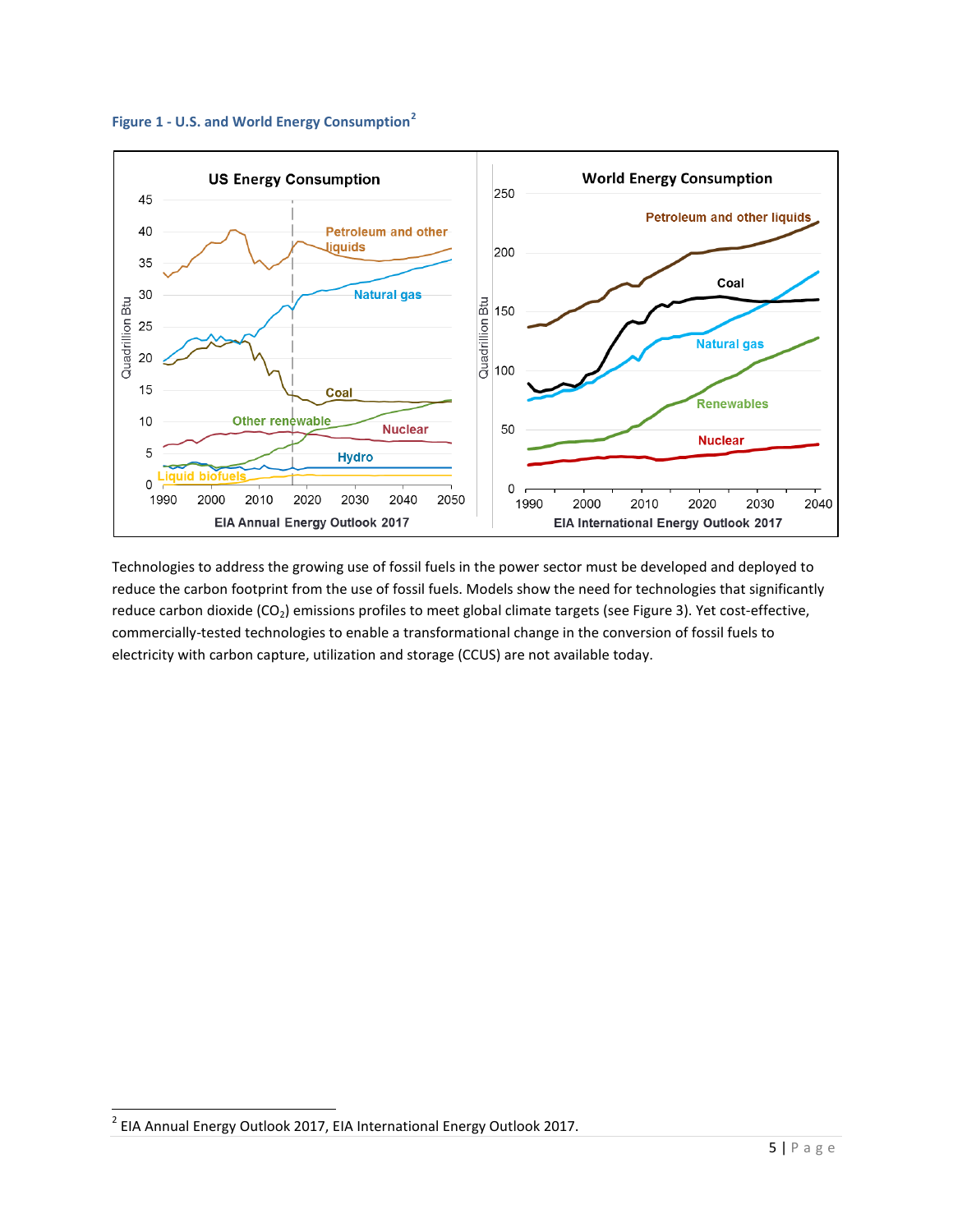**Figure 1 - U.S. and World Energy Consumption**[2]

Technologies to address the growing use of fossil fuels in the power sector must be developed and deployed to reduce the carbon footprint from the use of fossil fuels. Models show the need for technologies that significantly reduce carbon dioxide ($CO_2$) emissions profiles to meet global climate targets (see Figure 3). Yet cost-effective, commercially-tested technologies to enable a transformational change in the conversion of fossil fuels to electricity with carbon capture, utilization and storage (CCUS) are not available today.

[2] EIA Annual Energy Outlook 2017, EIA International Energy Outlook 2017.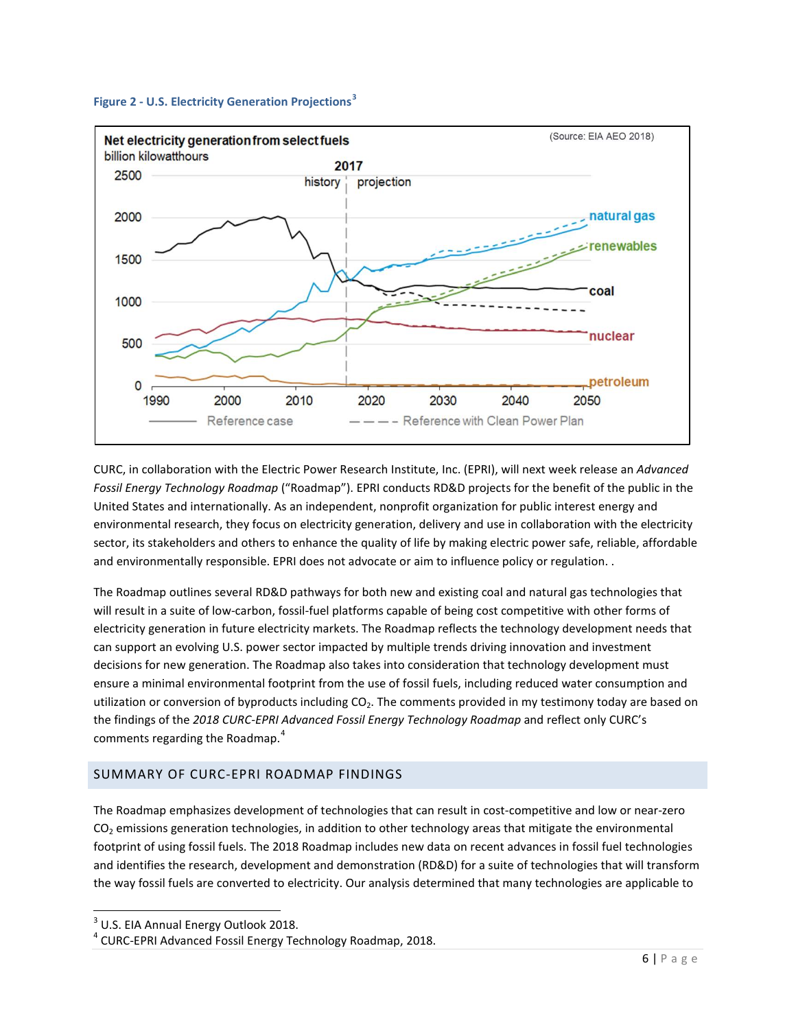**Figure 2 - U.S. Electricity Generation Projections**[3]

CURC, in collaboration with the Electric Power Research Institute, Inc. (EPRI), will next week release an *Advanced Fossil Energy Technology Roadmap* ("Roadmap"). EPRI conducts RD&D projects for the benefit of the public in the United States and internationally. As an independent, nonprofit organization for public interest energy and environmental research, they focus on electricity generation, delivery and use in collaboration with the electricity sector, its stakeholders and others to enhance the quality of life by making electric power safe, reliable, affordable and environmentally responsible. EPRI does not advocate or aim to influence policy or regulation. .

The Roadmap outlines several RD&D pathways for both new and existing coal and natural gas technologies that will result in a suite of low-carbon, fossil-fuel platforms capable of being cost competitive with other forms of electricity generation in future electricity markets. The Roadmap reflects the technology development needs that can support an evolving U.S. power sector impacted by multiple trends driving innovation and investment decisions for new generation. The Roadmap also takes into consideration that technology development must ensure a minimal environmental footprint from the use of fossil fuels, including reduced water consumption and utilization or conversion of byproducts including $CO_2$. The comments provided in my testimony today are based on the findings of the *2018 CURC-EPRI Advanced Fossil Energy Technology Roadmap* and reflect only CURC's comments regarding the Roadmap.[4]

## SUMMARY OF CURC-EPRI ROADMAP FINDINGS

The Roadmap emphasizes development of technologies that can result in cost-competitive and low or near-zero $CO_2$ emissions generation technologies, in addition to other technology areas that mitigate the environmental footprint of using fossil fuels. The 2018 Roadmap includes new data on recent advances in fossil fuel technologies and identifies the research, development and demonstration (RD&D) for a suite of technologies that will transform the way fossil fuels are converted to electricity. Our analysis determined that many technologies are applicable to

---

[3] U.S. EIA Annual Energy Outlook 2018.

[4] CURC-EPRI Advanced Fossil Energy Technology Roadmap, 2018.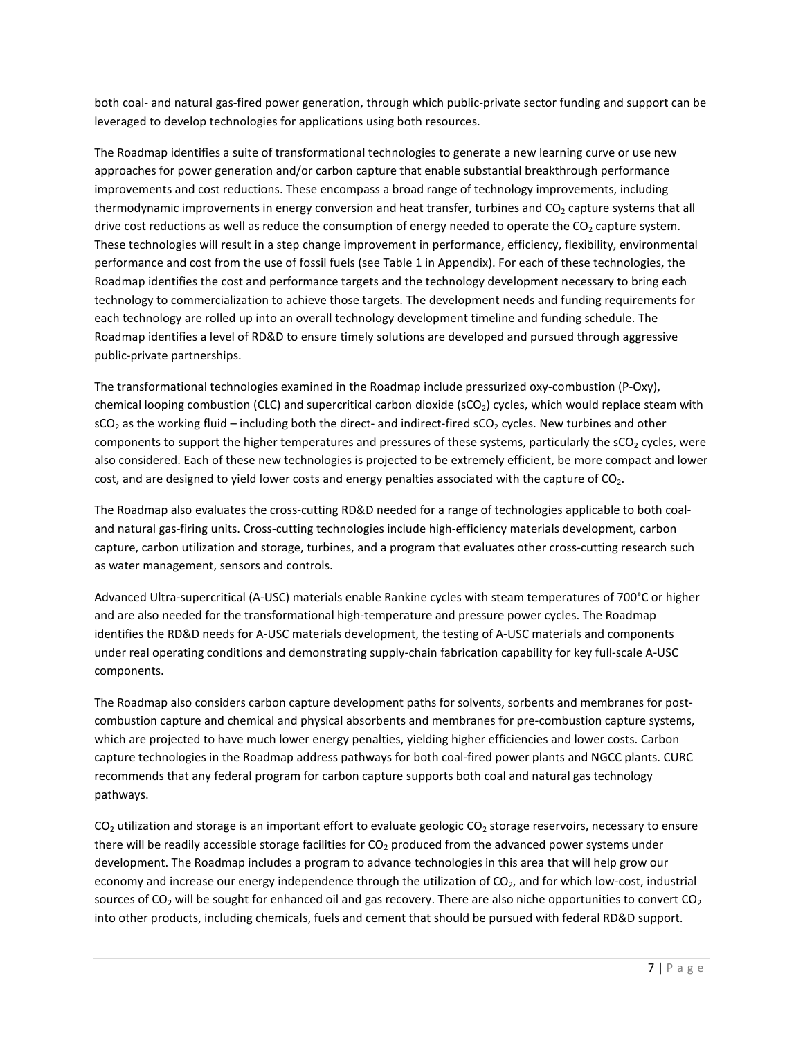both coal- and natural gas-fired power generation, through which public-private sector funding and support can be leveraged to develop technologies for applications using both resources.

The Roadmap identifies a suite of transformational technologies to generate a new learning curve or use new approaches for power generation and/or carbon capture that enable substantial breakthrough performance improvements and cost reductions. These encompass a broad range of technology improvements, including thermodynamic improvements in energy conversion and heat transfer, turbines and $CO_2$ capture systems that all drive cost reductions as well as reduce the consumption of energy needed to operate the $CO_2$ capture system. These technologies will result in a step change improvement in performance, efficiency, flexibility, environmental performance and cost from the use of fossil fuels (see Table 1 in Appendix). For each of these technologies, the Roadmap identifies the cost and performance targets and the technology development necessary to bring each technology to commercialization to achieve those targets. The development needs and funding requirements for each technology are rolled up into an overall technology development timeline and funding schedule. The Roadmap identifies a level of RD&D to ensure timely solutions are developed and pursued through aggressive public-private partnerships.

The transformational technologies examined in the Roadmap include pressurized oxy-combustion (P-Oxy), chemical looping combustion (CLC) and supercritical carbon dioxide ($sCO_2$) cycles, which would replace steam with $sCO_2$ as the working fluid – including both the direct- and indirect-fired $sCO_2$ cycles. New turbines and other components to support the higher temperatures and pressures of these systems, particularly the $sCO_2$ cycles, were also considered. Each of these new technologies is projected to be extremely efficient, be more compact and lower cost, and are designed to yield lower costs and energy penalties associated with the capture of $CO_2$.

The Roadmap also evaluates the cross-cutting RD&D needed for a range of technologies applicable to both coal- and natural gas-firing units. Cross-cutting technologies include high-efficiency materials development, carbon capture, carbon utilization and storage, turbines, and a program that evaluates other cross-cutting research such as water management, sensors and controls.

Advanced Ultra-supercritical (A-USC) materials enable Rankine cycles with steam temperatures of 700°C or higher and are also needed for the transformational high-temperature and pressure power cycles. The Roadmap identifies the RD&D needs for A-USC materials development, the testing of A-USC materials and components under real operating conditions and demonstrating supply-chain fabrication capability for key full-scale A-USC components.

The Roadmap also considers carbon capture development paths for solvents, sorbents and membranes for post-combustion capture and chemical and physical absorbents and membranes for pre-combustion capture systems, which are projected to have much lower energy penalties, yielding higher efficiencies and lower costs. Carbon capture technologies in the Roadmap address pathways for both coal-fired power plants and NGCC plants. CURC recommends that any federal program for carbon capture supports both coal and natural gas technology pathways.

$CO_2$ utilization and storage is an important effort to evaluate geologic $CO_2$ storage reservoirs, necessary to ensure there will be readily accessible storage facilities for $CO_2$ produced from the advanced power systems under development. The Roadmap includes a program to advance technologies in this area that will help grow our economy and increase our energy independence through the utilization of $CO_2$, and for which low-cost, industrial sources of $CO_2$ will be sought for enhanced oil and gas recovery. There are also niche opportunities to convert $CO_2$ into other products, including chemicals, fuels and cement that should be pursued with federal RD&D support.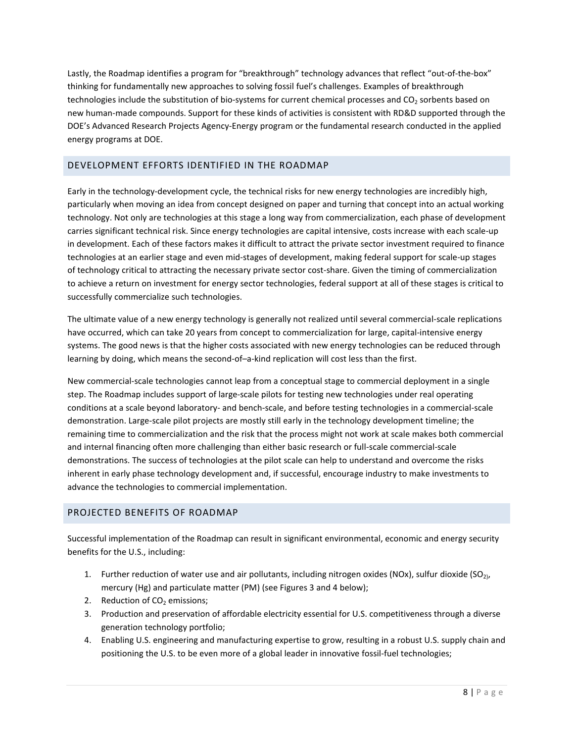Lastly, the Roadmap identifies a program for "breakthrough" technology advances that reflect "out-of-the-box" thinking for fundamentally new approaches to solving fossil fuel's challenges. Examples of breakthrough technologies include the substitution of bio-systems for current chemical processes and $CO_2$ sorbents based on new human-made compounds. Support for these kinds of activities is consistent with RD&D supported through the DOE's Advanced Research Projects Agency-Energy program or the fundamental research conducted in the applied energy programs at DOE.

## DEVELOPMENT EFFORTS IDENTIFIED IN THE ROADMAP

Early in the technology-development cycle, the technical risks for new energy technologies are incredibly high, particularly when moving an idea from concept designed on paper and turning that concept into an actual working technology. Not only are technologies at this stage a long way from commercialization, each phase of development carries significant technical risk. Since energy technologies are capital intensive, costs increase with each scale-up in development. Each of these factors makes it difficult to attract the private sector investment required to finance technologies at an earlier stage and even mid-stages of development, making federal support for scale-up stages of technology critical to attracting the necessary private sector cost-share. Given the timing of commercialization to achieve a return on investment for energy sector technologies, federal support at all of these stages is critical to successfully commercialize such technologies.

The ultimate value of a new energy technology is generally not realized until several commercial-scale replications have occurred, which can take 20 years from concept to commercialization for large, capital-intensive energy systems. The good news is that the higher costs associated with new energy technologies can be reduced through learning by doing, which means the second-of–a-kind replication will cost less than the first.

New commercial-scale technologies cannot leap from a conceptual stage to commercial deployment in a single step. The Roadmap includes support of large-scale pilots for testing new technologies under real operating conditions at a scale beyond laboratory- and bench-scale, and before testing technologies in a commercial-scale demonstration. Large-scale pilot projects are mostly still early in the technology development timeline; the remaining time to commercialization and the risk that the process might not work at scale makes both commercial and internal financing often more challenging than either basic research or full-scale commercial-scale demonstrations. The success of technologies at the pilot scale can help to understand and overcome the risks inherent in early phase technology development and, if successful, encourage industry to make investments to advance the technologies to commercial implementation.

## PROJECTED BENEFITS OF ROADMAP

Successful implementation of the Roadmap can result in significant environmental, economic and energy security benefits for the U.S., including:

1. Further reduction of water use and air pollutants, including nitrogen oxides (NOx), sulfur dioxide ($SO_2$), mercury (Hg) and particulate matter (PM) (see Figures 3 and 4 below);
2. Reduction of $CO_2$ emissions;
3. Production and preservation of affordable electricity essential for U.S. competitiveness through a diverse generation technology portfolio;
4. Enabling U.S. engineering and manufacturing expertise to grow, resulting in a robust U.S. supply chain and positioning the U.S. to be even more of a global leader in innovative fossil-fuel technologies;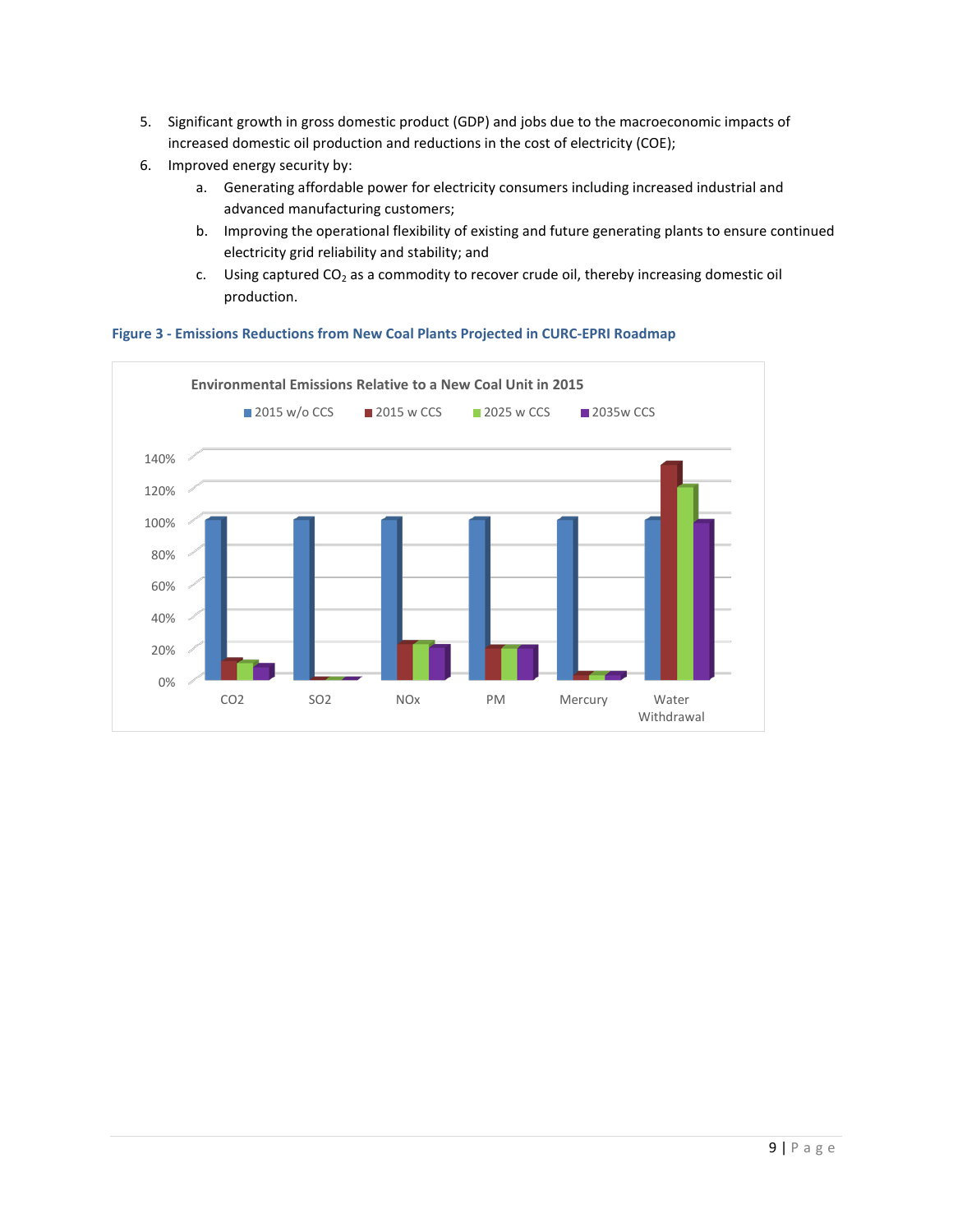5. Significant growth in gross domestic product (GDP) and jobs due to the macroeconomic impacts of increased domestic oil production and reductions in the cost of electricity (COE);
6. Improved energy security by:
   a. Generating affordable power for electricity consumers including increased industrial and advanced manufacturing customers;
   b. Improving the operational flexibility of existing and future generating plants to ensure continued electricity grid reliability and stability; and
   c. Using captured $CO_2$ as a commodity to recover crude oil, thereby increasing domestic oil production.

**Figure 3 - Emissions Reductions from New Coal Plants Projected in CURC-EPRI Roadmap**

Environmental Emissions Relative to a New Coal Unit in 2015

2015 w/o CCS | 2015 w CCS | 2025 w CCS | 2035w CCS

140% | 120% | 100% | 80% | 60% | 40% | 20% | 0%

CO2 | SO2 | NOx | PM | Mercury | Water Withdrawal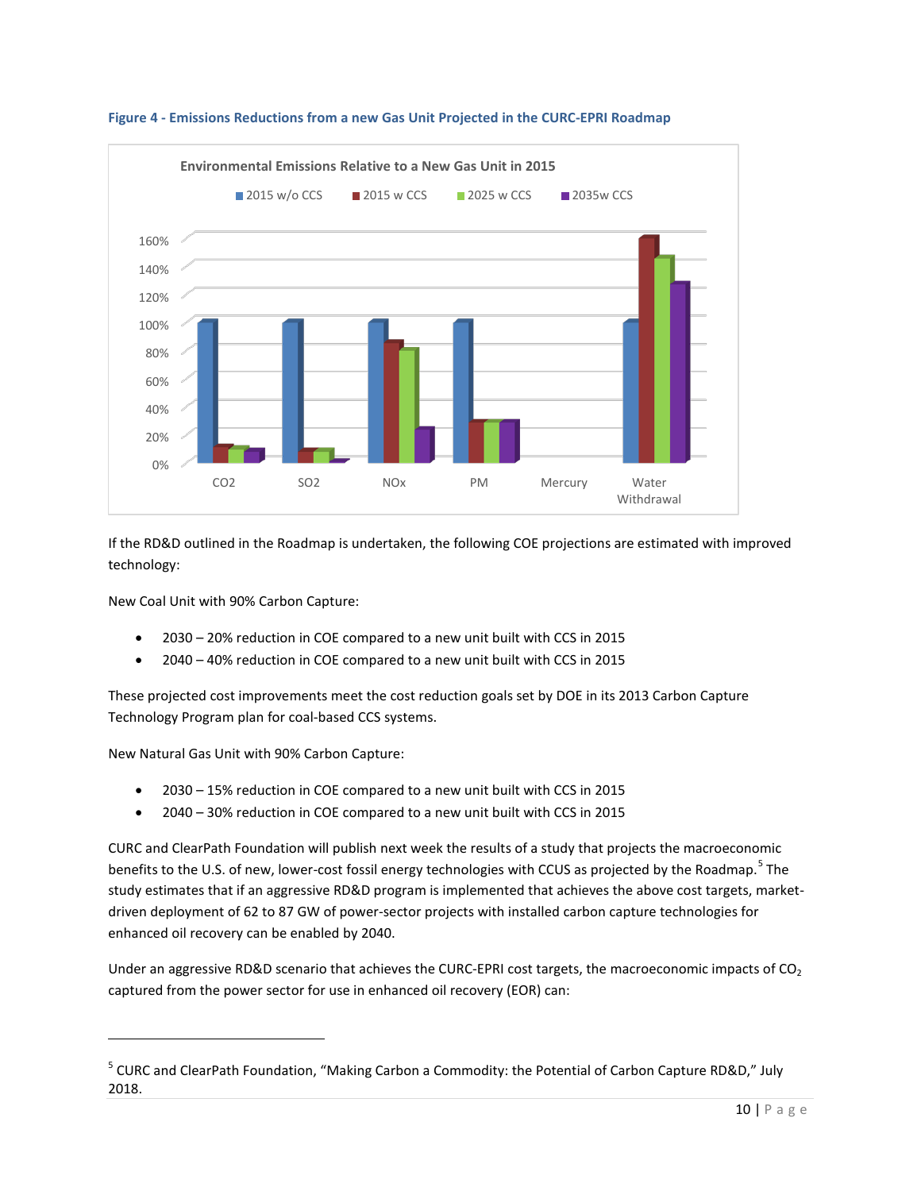**Figure 4 - Emissions Reductions from a new Gas Unit Projected in the CURC-EPRI Roadmap**

If the RD&D outlined in the Roadmap is undertaken, the following COE projections are estimated with improved technology:

New Coal Unit with 90% Carbon Capture:

- 2030 – 20% reduction in COE compared to a new unit built with CCS in 2015
- 2040 – 40% reduction in COE compared to a new unit built with CCS in 2015

These projected cost improvements meet the cost reduction goals set by DOE in its 2013 Carbon Capture Technology Program plan for coal-based CCS systems.

New Natural Gas Unit with 90% Carbon Capture:

- 2030 – 15% reduction in COE compared to a new unit built with CCS in 2015
- 2040 – 30% reduction in COE compared to a new unit built with CCS in 2015

CURC and ClearPath Foundation will publish next week the results of a study that projects the macroeconomic benefits to the U.S. of new, lower-cost fossil energy technologies with CCUS as projected by the Roadmap.[5] The study estimates that if an aggressive RD&D program is implemented that achieves the above cost targets, market-driven deployment of 62 to 87 GW of power-sector projects with installed carbon capture technologies for enhanced oil recovery can be enabled by 2040.

Under an aggressive RD&D scenario that achieves the CURC-EPRI cost targets, the macroeconomic impacts of $CO_2$ captured from the power sector for use in enhanced oil recovery (EOR) can:

---

[5] CURC and ClearPath Foundation, "Making Carbon a Commodity: the Potential of Carbon Capture RD&D," July 2018.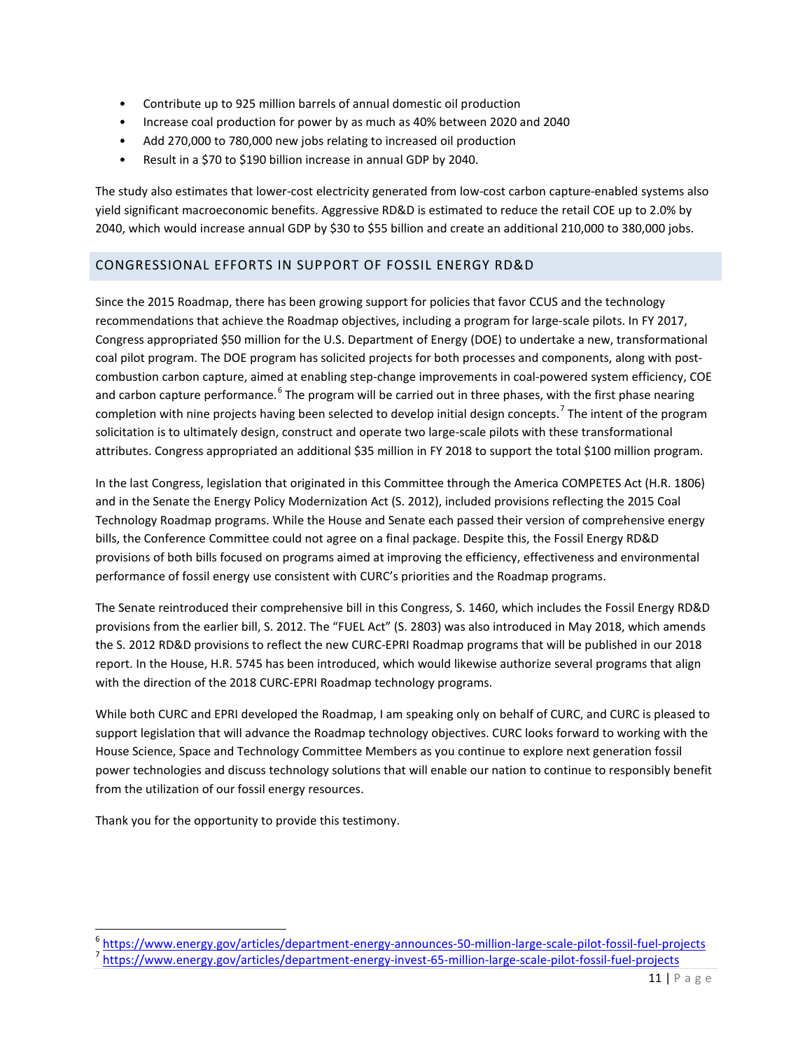- Contribute up to 925 million barrels of annual domestic oil production
- Increase coal production for power by as much as 40% between 2020 and 2040
- Add 270,000 to 780,000 new jobs relating to increased oil production
- Result in a $70 to $190 billion increase in annual GDP by 2040.

The study also estimates that lower-cost electricity generated from low-cost carbon capture-enabled systems also yield significant macroeconomic benefits. Aggressive RD&D is estimated to reduce the retail COE up to 2.0% by 2040, which would increase annual GDP by $30 to $55 billion and create an additional 210,000 to 380,000 jobs.

## CONGRESSIONAL EFFORTS IN SUPPORT OF FOSSIL ENERGY RD&D

Since the 2015 Roadmap, there has been growing support for policies that favor CCUS and the technology recommendations that achieve the Roadmap objectives, including a program for large-scale pilots. In FY 2017, Congress appropriated $50 million for the U.S. Department of Energy (DOE) to undertake a new, transformational coal pilot program. The DOE program has solicited projects for both processes and components, along with post-combustion carbon capture, aimed at enabling step-change improvements in coal-powered system efficiency, COE and carbon capture performance.[6] The program will be carried out in three phases, with the first phase nearing completion with nine projects having been selected to develop initial design concepts.[7] The intent of the program solicitation is to ultimately design, construct and operate two large-scale pilots with these transformational attributes. Congress appropriated an additional $35 million in FY 2018 to support the total $100 million program.

In the last Congress, legislation that originated in this Committee through the America COMPETES Act (H.R. 1806) and in the Senate the Energy Policy Modernization Act (S. 2012), included provisions reflecting the 2015 Coal Technology Roadmap programs. While the House and Senate each passed their version of comprehensive energy bills, the Conference Committee could not agree on a final package. Despite this, the Fossil Energy RD&D provisions of both bills focused on programs aimed at improving the efficiency, effectiveness and environmental performance of fossil energy use consistent with CURC's priorities and the Roadmap programs.

The Senate reintroduced their comprehensive bill in this Congress, S. 1460, which includes the Fossil Energy RD&D provisions from the earlier bill, S. 2012. The "FUEL Act" (S. 2803) was also introduced in May 2018, which amends the S. 2012 RD&D provisions to reflect the new CURC-EPRI Roadmap programs that will be published in our 2018 report. In the House, H.R. 5745 has been introduced, which would likewise authorize several programs that align with the direction of the 2018 CURC-EPRI Roadmap technology programs.

While both CURC and EPRI developed the Roadmap, I am speaking only on behalf of CURC, and CURC is pleased to support legislation that will advance the Roadmap technology objectives. CURC looks forward to working with the House Science, Space and Technology Committee Members as you continue to explore next generation fossil power technologies and discuss technology solutions that will enable our nation to continue to responsibly benefit from the utilization of our fossil energy resources.

Thank you for the opportunity to provide this testimony.

[6] https://www.energy.gov/articles/department-energy-announces-50-million-large-scale-pilot-fossil-fuel-projects

[7] https://www.energy.gov/articles/department-energy-invest-65-million-large-scale-pilot-fossil-fuel-projects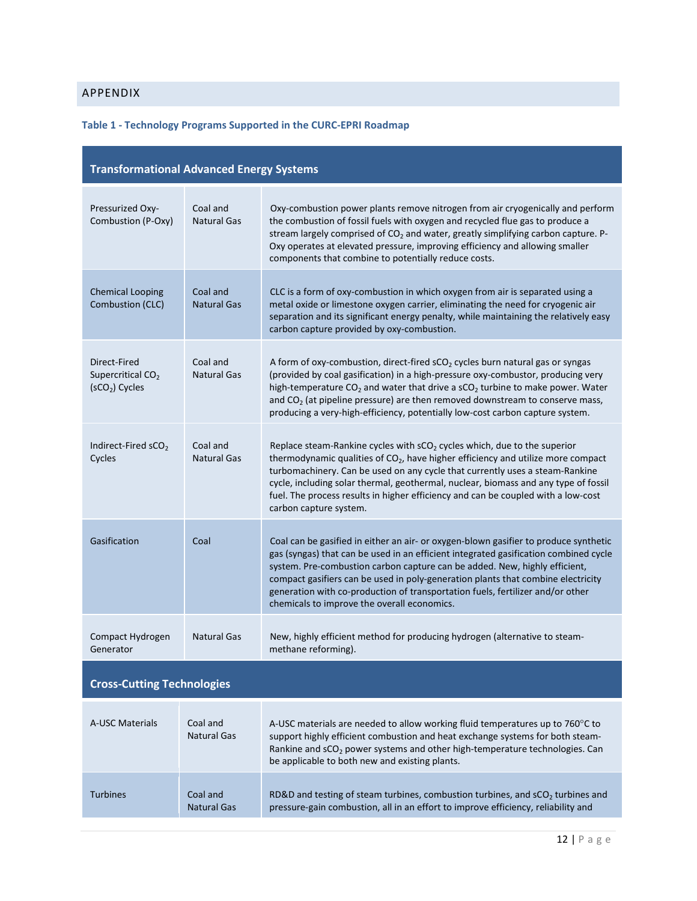## APPENDIX

**Table 1 - Technology Programs Supported in the CURC-EPRI Roadmap**

| **Transformational Advanced Energy Systems** | | |
|---|---|---|
| Pressurized Oxy-Combustion (P-Oxy) | Coal and Natural Gas | Oxy-combustion power plants remove nitrogen from air cryogenically and perform the combustion of fossil fuels with oxygen and recycled flue gas to produce a stream largely comprised of $CO_2$ and water, greatly simplifying carbon capture. P-Oxy operates at elevated pressure, improving efficiency and allowing smaller components that combine to potentially reduce costs. |
| Chemical Looping Combustion (CLC) | Coal and Natural Gas | CLC is a form of oxy-combustion in which oxygen from air is separated using a metal oxide or limestone oxygen carrier, eliminating the need for cryogenic air separation and its significant energy penalty, while maintaining the relatively easy carbon capture provided by oxy-combustion. |
| Direct-Fired Supercritical $CO_2$ ($sCO_2$) Cycles | Coal and Natural Gas | A form of oxy-combustion, direct-fired $sCO_2$ cycles burn natural gas or syngas (provided by coal gasification) in a high-pressure oxy-combustor, producing very high-temperature $CO_2$ and water that drive a $sCO_2$ turbine to make power. Water and $CO_2$ (at pipeline pressure) are then removed downstream to conserve mass, producing a very-high-efficiency, potentially low-cost carbon capture system. |
| Indirect-Fired $sCO_2$ Cycles | Coal and Natural Gas | Replace steam-Rankine cycles with $sCO_2$ cycles which, due to the superior thermodynamic qualities of $CO_2$, have higher efficiency and utilize more compact turbomachinery. Can be used on any cycle that currently uses a steam-Rankine cycle, including solar thermal, geothermal, nuclear, biomass and any type of fossil fuel. The process results in higher efficiency and can be coupled with a low-cost carbon capture system. |
| Gasification | Coal | Coal can be gasified in either an air- or oxygen-blown gasifier to produce synthetic gas (syngas) that can be used in an efficient integrated gasification combined cycle system. Pre-combustion carbon capture can be added. New, highly efficient, compact gasifiers can be used in poly-generation plants that combine electricity generation with co-production of transportation fuels, fertilizer and/or other chemicals to improve the overall economics. |
| Compact Hydrogen Generator | Natural Gas | New, highly efficient method for producing hydrogen (alternative to steam-methane reforming). |
| **Cross-Cutting Technologies** | | |
| A-USC Materials | Coal and Natural Gas | A-USC materials are needed to allow working fluid temperatures up to 760°C to support highly efficient combustion and heat exchange systems for both steam-Rankine and $sCO_2$ power systems and other high-temperature technologies. Can be applicable to both new and existing plants. |
| Turbines | Coal and Natural Gas | RD&D and testing of steam turbines, combustion turbines, and $sCO_2$ turbines and pressure-gain combustion, all in an effort to improve efficiency, reliability and |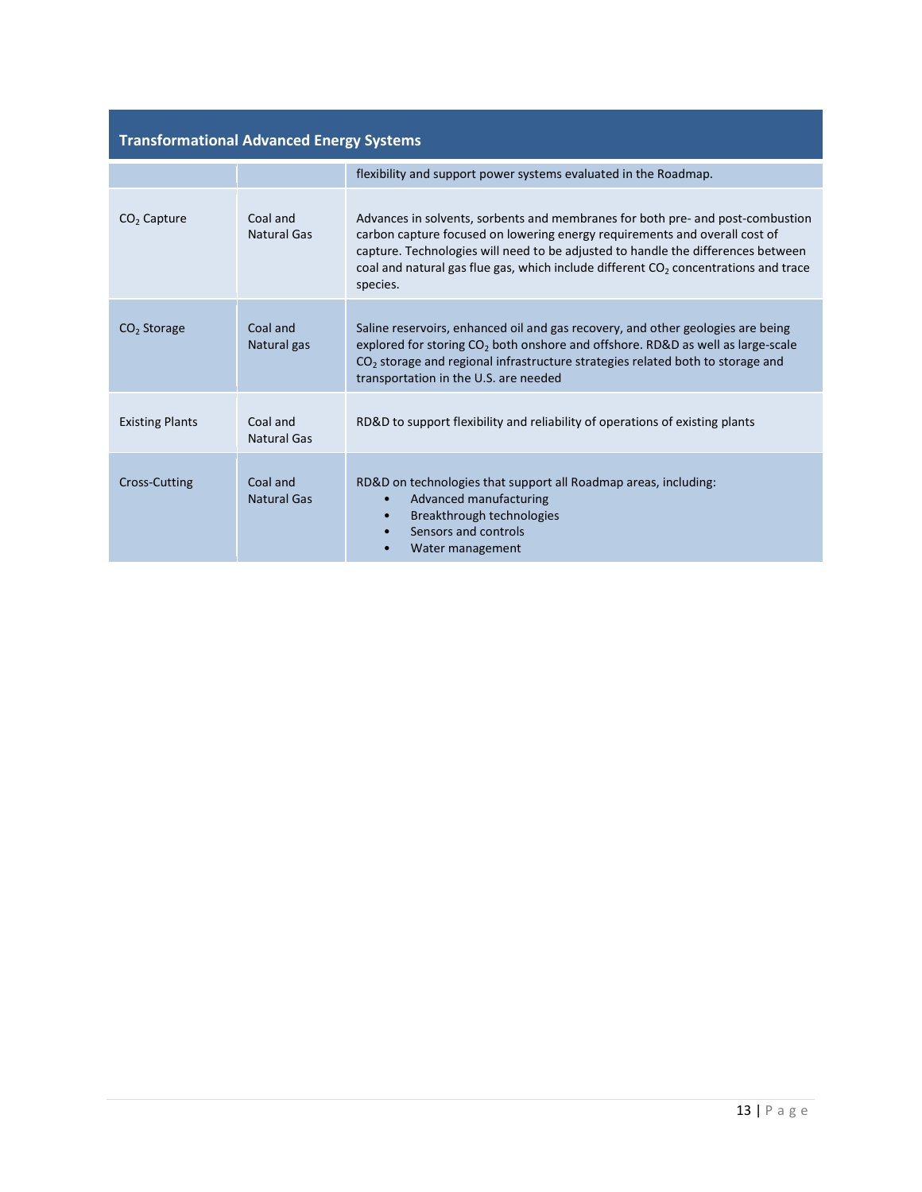| Transformational Advanced Energy Systems | | |
|---|---|---|
| | | flexibility and support power systems evaluated in the Roadmap. |
| $CO_2$ Capture | Coal and Natural Gas | Advances in solvents, sorbents and membranes for both pre- and post-combustion carbon capture focused on lowering energy requirements and overall cost of capture. Technologies will need to be adjusted to handle the differences between coal and natural gas flue gas, which include different $CO_2$ concentrations and trace species. |
| $CO_2$ Storage | Coal and Natural gas | Saline reservoirs, enhanced oil and gas recovery, and other geologies are being explored for storing $CO_2$ both onshore and offshore. RD&D as well as large-scale $CO_2$ storage and regional infrastructure strategies related both to storage and transportation in the U.S. are needed |
| Existing Plants | Coal and Natural Gas | RD&D to support flexibility and reliability of operations of existing plants |
| Cross-Cutting | Coal and Natural Gas | RD&D on technologies that support all Roadmap areas, including: <br>• Advanced manufacturing <br>• Breakthrough technologies <br>• Sensors and controls <br>• Water management |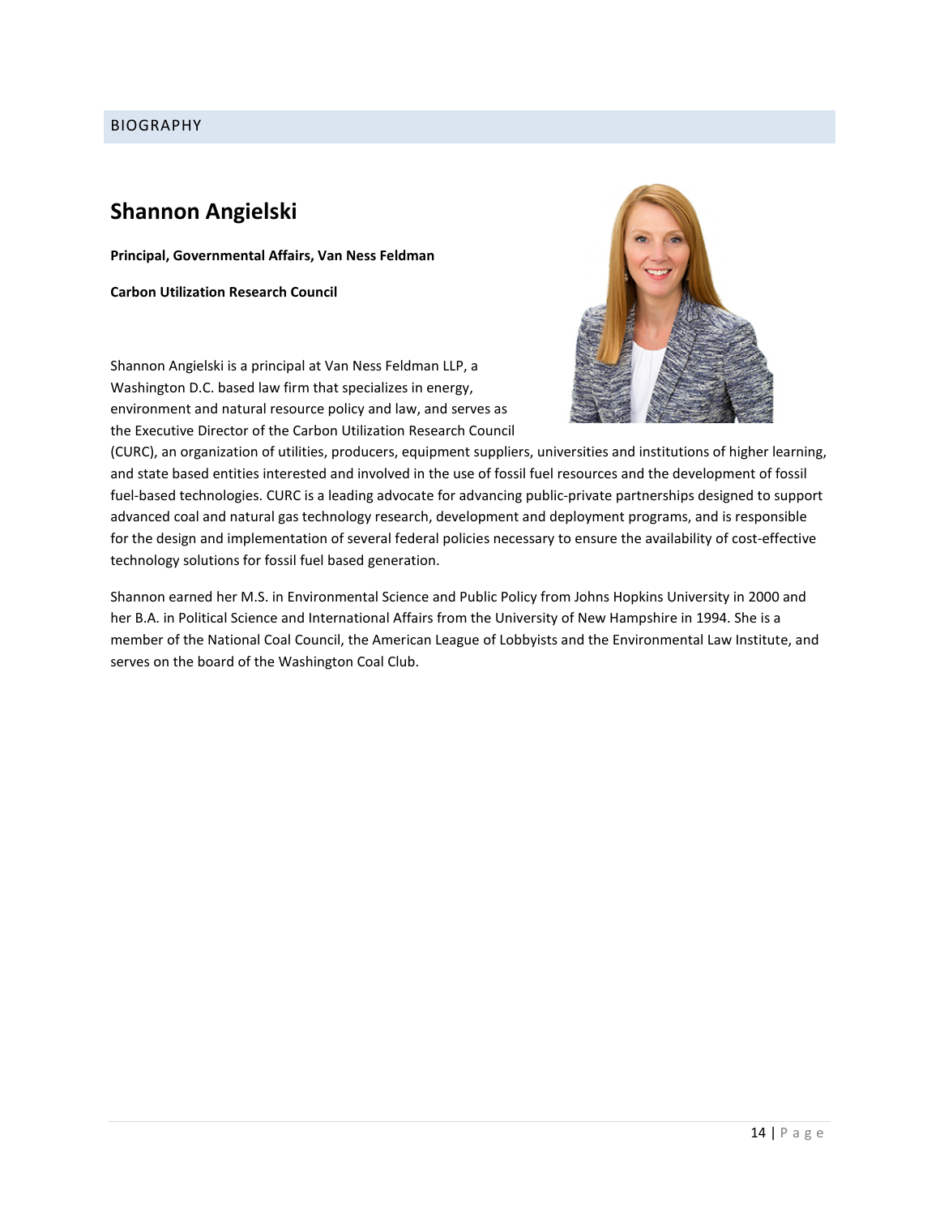BIOGRAPHY

## Shannon Angielski

**Principal, Governmental Affairs, Van Ness Feldman**

**Carbon Utilization Research Council**

Shannon Angielski is a principal at Van Ness Feldman LLP, a Washington D.C. based law firm that specializes in energy, environment and natural resource policy and law, and serves as the Executive Director of the Carbon Utilization Research Council (CURC), an organization of utilities, producers, equipment suppliers, universities and institutions of higher learning, and state based entities interested and involved in the use of fossil fuel resources and the development of fossil fuel-based technologies. CURC is a leading advocate for advancing public-private partnerships designed to support advanced coal and natural gas technology research, development and deployment programs, and is responsible for the design and implementation of several federal policies necessary to ensure the availability of cost-effective technology solutions for fossil fuel based generation.

Shannon earned her M.S. in Environmental Science and Public Policy from Johns Hopkins University in 2000 and her B.A. in Political Science and International Affairs from the University of New Hampshire in 1994. She is a member of the National Coal Council, the American League of Lobbyists and the Environmental Law Institute, and serves on the board of the Washington Coal Club.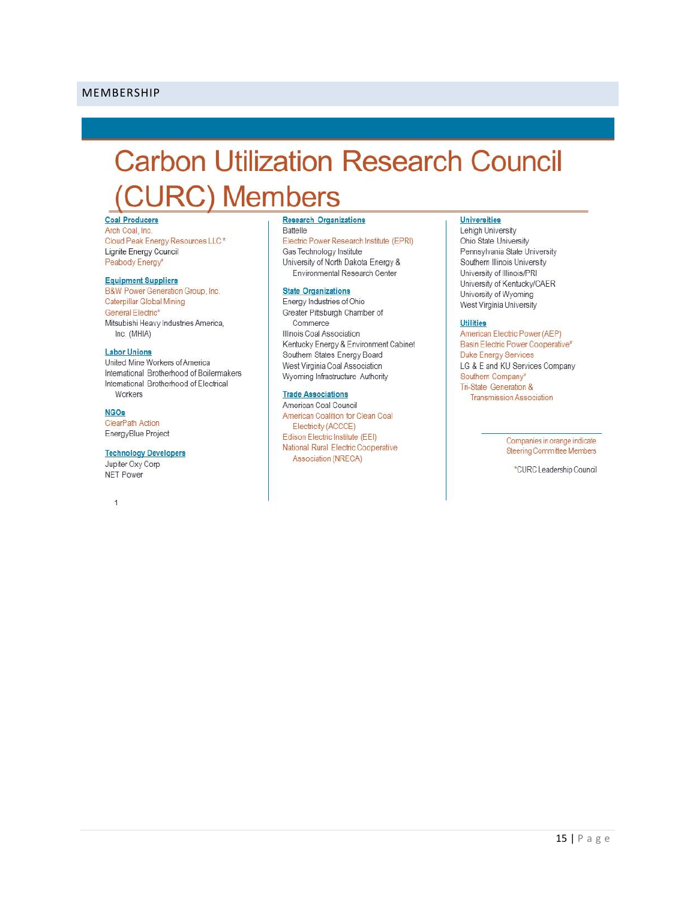MEMBERSHIP

# Carbon Utilization Research Council (CURC) Members

**Coal Producers**
- Arch Coal, Inc.
- Cloud Peak Energy Resources LLC*
- Lignite Energy Council
- Peabody Energy*

**Equipment Suppliers**
- B&W Power Generation Group, Inc.
- Caterpillar Global Mining
- General Electric*
- Mitsubishi Heavy Industries America, Inc. (MHIA)

**Labor Unions**
- United Mine Workers of America
- International Brotherhood of Boilermakers
- International Brotherhood of Electrical Workers

**NGOs**
- ClearPath Action
- EnergyBlue Project

**Technology Developers**
- Jupiter Oxy Corp
- NET Power

1

**Research Organizations**
- Battelle
- Electric Power Research Institute (EPRI)
- Gas Technology Institute
- University of North Dakota Energy & Environmental Research Center

**State Organizations**
- Energy Industries of Ohio
- Greater Pittsburgh Chamber of Commerce
- Illinois Coal Association
- Kentucky Energy & Environment Cabinet
- Southern States Energy Board
- West Virginia Coal Association
- Wyoming Infrastructure Authority

**Trade Associations**
- American Coal Council
- American Coalition for Clean Coal Electricity (ACCCE)
- Edison Electric Institute (EEI)
- National Rural Electric Cooperative Association (NRECA)

**Universities**
- Lehigh University
- Ohio State University
- Pennsylvania State University
- Southern Illinois University
- University of Illinois/PRI
- University of Kentucky/CAER
- University of Wyoming
- West Virginia University

**Utilities**
- American Electric Power (AEP)
- Basin Electric Power Cooperative*
- Duke Energy Services
- LG & E and KU Services Company
- Southern Company*
- Tri-State Generation & Transmission Association

Companies in orange indicate Steering Committee Members

*CURC Leadership Council